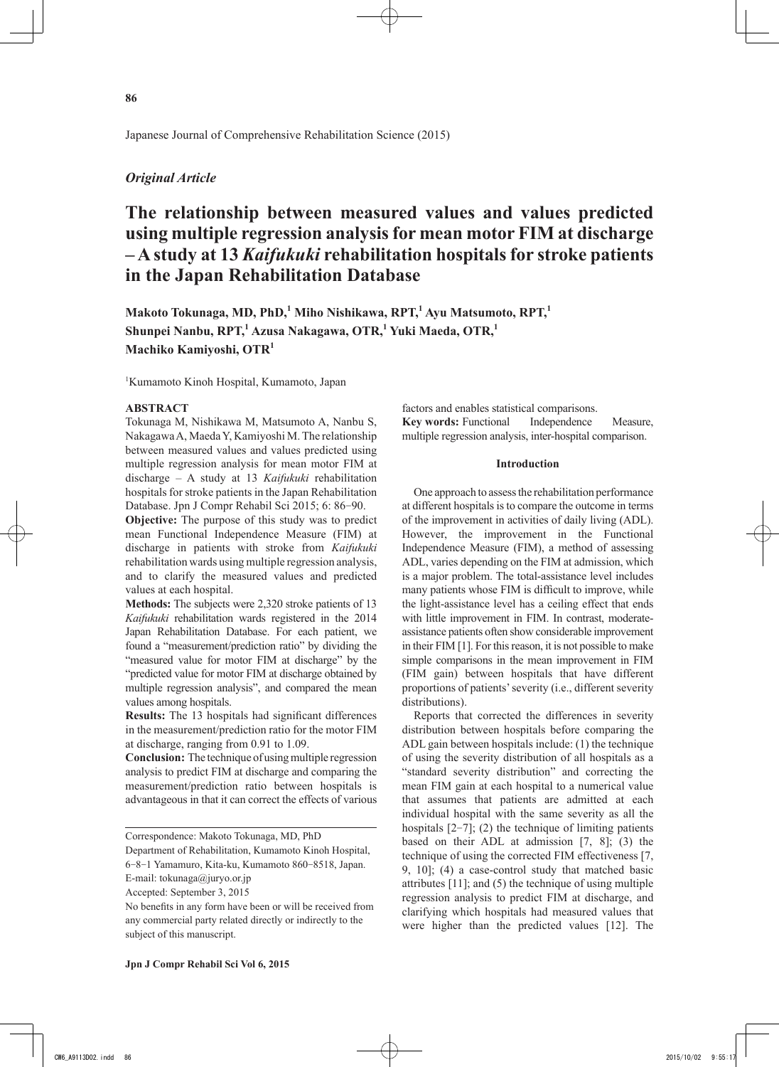*Original Article*

# The relationship between measured values and values predicted using multiple regression analysis for mean motor FIM at discharge – A study at 13 *Kaifukuki* rehabilitation hospitals for stroke patients in the Japan Rehabilitation Database

**Makoto Tokunaga, MD, PhD,[1] Miho Nishikawa, RPT,[1] Ayu Matsumoto, RPT,[1] Shunpei Nanbu, RPT,[1] Azusa Nakagawa, OTR,[1] Yuki Maeda, OTR,[1] Machiko Kamiyoshi, OTR[1]**

[1]Kumamoto Kinoh Hospital, Kumamoto, Japan

## ABSTRACT

Tokunaga M, Nishikawa M, Matsumoto A, Nanbu S, Nakagawa A, Maeda Y, Kamiyoshi M. The relationship between measured values and values predicted using multiple regression analysis for mean motor FIM at discharge – A study at 13 *Kaifukuki* rehabilitation hospitals for stroke patients in the Japan Rehabilitation Database. Jpn J Compr Rehabil Sci 2015; 6: 86−90.

**Objective:** The purpose of this study was to predict mean Functional Independence Measure (FIM) at discharge in patients with stroke from *Kaifukuki* rehabilitation wards using multiple regression analysis, and to clarify the measured values and predicted values at each hospital.

**Methods:** The subjects were 2,320 stroke patients of 13 *Kaifukuki* rehabilitation wards registered in the 2014 Japan Rehabilitation Database. For each patient, we found a "measurement/prediction ratio" by dividing the "measured value for motor FIM at discharge" by the "predicted value for motor FIM at discharge obtained by multiple regression analysis", and compared the mean values among hospitals.

**Results:** The 13 hospitals had significant differences in the measurement/prediction ratio for the motor FIM at discharge, ranging from 0.91 to 1.09.

**Conclusion:** The technique of using multiple regression analysis to predict FIM at discharge and comparing the measurement/prediction ratio between hospitals is advantageous in that it can correct the effects of various factors and enables statistical comparisons.

**Key words:** Functional Independence Measure, multiple regression analysis, inter-hospital comparison.

Correspondence: Makoto Tokunaga, MD, PhD
Department of Rehabilitation, Kumamoto Kinoh Hospital, 6−8−1 Yamamuro, Kita-ku, Kumamoto 860−8518, Japan.
E-mail: tokunaga@juryo.or.jp
Accepted: September 3, 2015
No benefits in any form have been or will be received from any commercial party related directly or indirectly to the subject of this manuscript.

## Introduction

One approach to assess the rehabilitation performance at different hospitals is to compare the outcome in terms of the improvement in activities of daily living (ADL). However, the improvement in the Functional Independence Measure (FIM), a method of assessing ADL, varies depending on the FIM at admission, which is a major problem. The total-assistance level includes many patients whose FIM is difficult to improve, while the light-assistance level has a ceiling effect that ends with little improvement in FIM. In contrast, moderate-assistance patients often show considerable improvement in their FIM [1]. For this reason, it is not possible to make simple comparisons in the mean improvement in FIM (FIM gain) between hospitals that have different proportions of patients' severity (i.e., different severity distributions).

Reports that corrected the differences in severity distribution between hospitals before comparing the ADL gain between hospitals include: (1) the technique of using the severity distribution of all hospitals as a "standard severity distribution" and correcting the mean FIM gain at each hospital to a numerical value that assumes that patients are admitted at each individual hospital with the same severity as all the hospitals [2−7]; (2) the technique of limiting patients based on their ADL at admission [7, 8]; (3) the technique of using the corrected FIM effectiveness [7, 9, 10]; (4) a case-control study that matched basic attributes [11]; and (5) the technique of using multiple regression analysis to predict FIM at discharge, and clarifying which hospitals had measured values that were higher than the predicted values [12]. The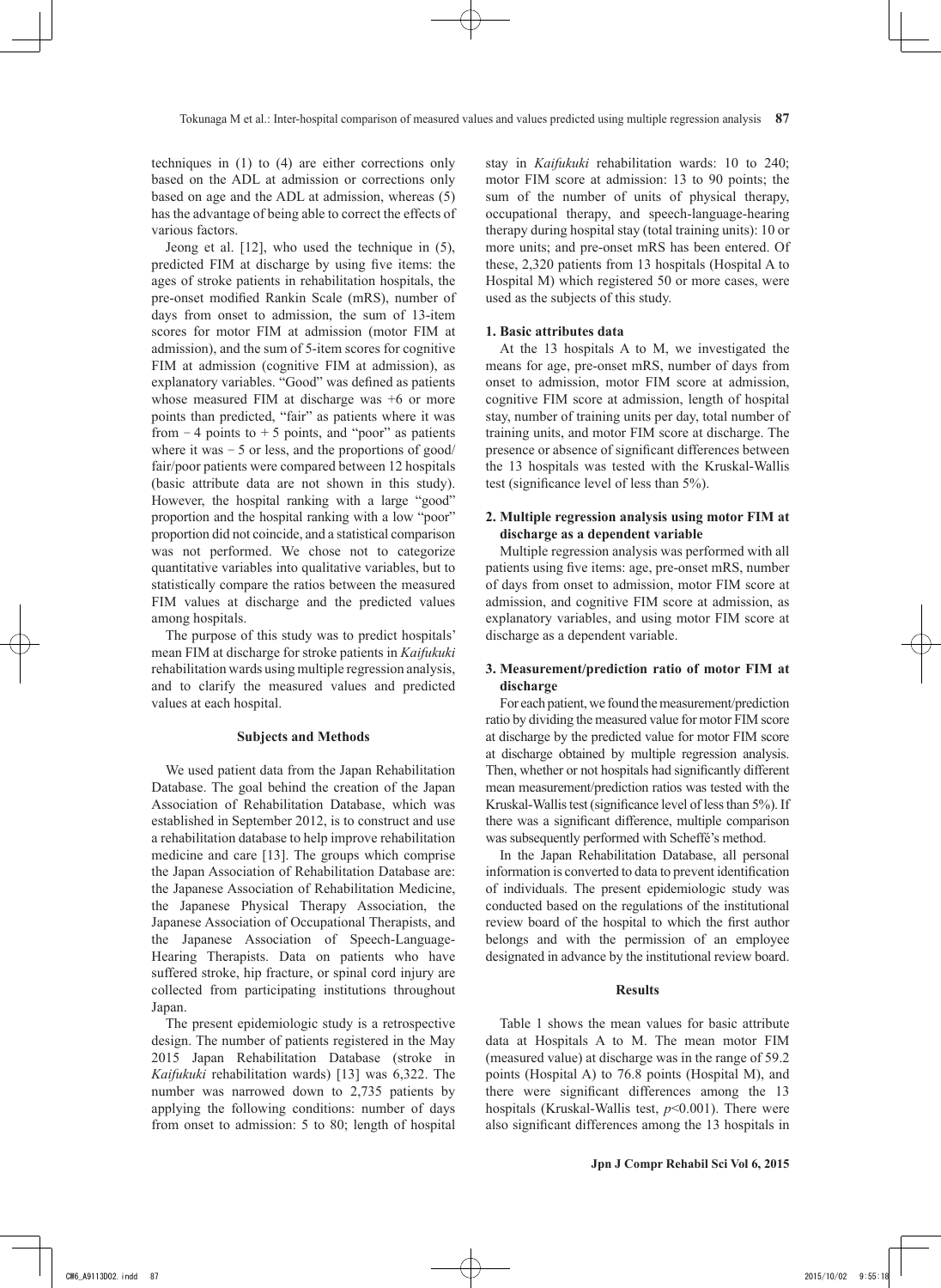techniques in (1) to (4) are either corrections only based on the ADL at admission or corrections only based on age and the ADL at admission, whereas (5) has the advantage of being able to correct the effects of various factors.

Jeong et al. [12], who used the technique in (5), predicted FIM at discharge by using five items: the ages of stroke patients in rehabilitation hospitals, the pre-onset modified Rankin Scale (mRS), number of days from onset to admission, the sum of 13-item scores for motor FIM at admission (motor FIM at admission), and the sum of 5-item scores for cognitive FIM at admission (cognitive FIM at admission), as explanatory variables. "Good" was defined as patients whose measured FIM at discharge was +6 or more points than predicted, "fair" as patients where it was from − 4 points to + 5 points, and "poor" as patients where it was − 5 or less, and the proportions of good/fair/poor patients were compared between 12 hospitals (basic attribute data are not shown in this study). However, the hospital ranking with a large "good" proportion and the hospital ranking with a low "poor" proportion did not coincide, and a statistical comparison was not performed. We chose not to categorize quantitative variables into qualitative variables, but to statistically compare the ratios between the measured FIM values at discharge and the predicted values among hospitals.

The purpose of this study was to predict hospitals' mean FIM at discharge for stroke patients in *Kaifukuki* rehabilitation wards using multiple regression analysis, and to clarify the measured values and predicted values at each hospital.

## Subjects and Methods

We used patient data from the Japan Rehabilitation Database. The goal behind the creation of the Japan Association of Rehabilitation Database, which was established in September 2012, is to construct and use a rehabilitation database to help improve rehabilitation medicine and care [13]. The groups which comprise the Japan Association of Rehabilitation Database are: the Japanese Association of Rehabilitation Medicine, the Japanese Physical Therapy Association, the Japanese Association of Occupational Therapists, and the Japanese Association of Speech-Language-Hearing Therapists. Data on patients who have suffered stroke, hip fracture, or spinal cord injury are collected from participating institutions throughout Japan.

The present epidemiologic study is a retrospective design. The number of patients registered in the May 2015 Japan Rehabilitation Database (stroke in *Kaifukuki* rehabilitation wards) [13] was 6,322. The number was narrowed down to 2,735 patients by applying the following conditions: number of days from onset to admission: 5 to 80; length of hospital stay in *Kaifukuki* rehabilitation wards: 10 to 240; motor FIM score at admission: 13 to 90 points; the sum of the number of units of physical therapy, occupational therapy, and speech-language-hearing therapy during hospital stay (total training units): 10 or more units; and pre-onset mRS has been entered. Of these, 2,320 patients from 13 hospitals (Hospital A to Hospital M) which registered 50 or more cases, were used as the subjects of this study.

### 1. Basic attributes data

At the 13 hospitals A to M, we investigated the means for age, pre-onset mRS, number of days from onset to admission, motor FIM score at admission, cognitive FIM score at admission, length of hospital stay, number of training units per day, total number of training units, and motor FIM score at discharge. The presence or absence of significant differences between the 13 hospitals was tested with the Kruskal-Wallis test (significance level of less than 5%).

### 2. Multiple regression analysis using motor FIM at discharge as a dependent variable

Multiple regression analysis was performed with all patients using five items: age, pre-onset mRS, number of days from onset to admission, motor FIM score at admission, and cognitive FIM score at admission, as explanatory variables, and using motor FIM score at discharge as a dependent variable.

### 3. Measurement/prediction ratio of motor FIM at discharge

For each patient, we found the measurement/prediction ratio by dividing the measured value for motor FIM score at discharge by the predicted value for motor FIM score at discharge obtained by multiple regression analysis. Then, whether or not hospitals had significantly different mean measurement/prediction ratios was tested with the Kruskal-Wallis test (significance level of less than 5%). If there was a significant difference, multiple comparison was subsequently performed with Scheffé's method.

In the Japan Rehabilitation Database, all personal information is converted to data to prevent identification of individuals. The present epidemiologic study was conducted based on the regulations of the institutional review board of the hospital to which the first author belongs and with the permission of an employee designated in advance by the institutional review board.

## Results

Table 1 shows the mean values for basic attribute data at Hospitals A to M. The mean motor FIM (measured value) at discharge was in the range of 59.2 points (Hospital A) to 76.8 points (Hospital M), and there were significant differences among the 13 hospitals (Kruskal-Wallis test, $p<0.001$). There were also significant differences among the 13 hospitals in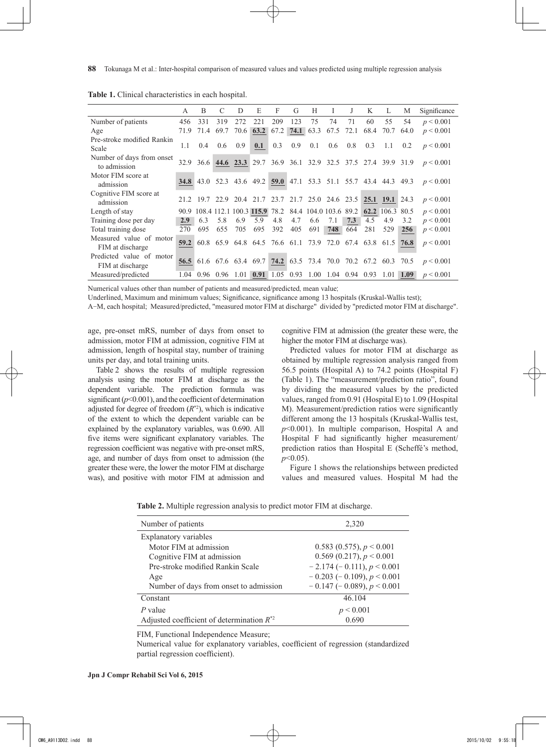**Table 1.** Clinical characteristics in each hospital.

| | A | B | C | D | E | F | G | H | I | J | K | L | M | Significance |
|---|---|---|---|---|---|---|---|---|---|---|---|---|---|---|
| Number of patients | 456 | 331 | 319 | 272 | 221 | 209 | 123 | 75 | 74 | 71 | 60 | 55 | 54 | $p < 0.001$ |
| Age | 71.9 | 71.4 | 69.7 | 70.6 | **63.2** | 67.2 | **74.1** | 63.3 | 67.5 | 72.1 | 68.4 | 70.7 | 64.0 | $p < 0.001$ |
| Pre-stroke modified Rankin Scale | 1.1 | 0.4 | 0.6 | 0.9 | **0.1** | 0.3 | 0.9 | 0.1 | 0.6 | 0.8 | 0.3 | 1.1 | 0.2 | $p < 0.001$ |
| Number of days from onset to admission | 32.9 | 36.6 | **44.6** | **23.3** | 29.7 | 36.9 | 36.1 | 32.9 | 32.5 | 37.5 | 27.4 | 39.9 | 31.9 | $p < 0.001$ |
| Motor FIM score at admission | **34.8** | 43.0 | 52.3 | 43.6 | 49.2 | **59.0** | 47.1 | 53.3 | 51.1 | 55.7 | 43.4 | 44.3 | 49.3 | $p < 0.001$ |
| Cognitive FIM score at admission | 21.2 | 19.7 | 22.9 | 20.4 | 21.7 | 23.7 | 21.7 | 25.0 | 24.6 | 23.5 | **25.1** | **19.1** | 24.3 | $p < 0.001$ |
| Length of stay | 90.9 | 108.4 | 112.1 | 100.3 | **115.9** | 78.2 | 84.4 | 104.0 | 103.6 | 89.2 | **62.2** | 106.3 | 80.5 | $p < 0.001$ |
| Training dose per day | **2.9** | 6.3 | 5.8 | 6.9 | 5.9 | 4.8 | 4.7 | 6.6 | 7.1 | **7.3** | 4.5 | 4.9 | 3.2 | $p < 0.001$ |
| Total training dose | 270 | 695 | 655 | 705 | 695 | 392 | 405 | 691 | **748** | 664 | 281 | 529 | **256** | $p < 0.001$ |
| Measured value of motor FIM at discharge | **59.2** | 60.8 | 65.9 | 64.8 | 64.5 | 76.6 | 61.1 | 73.9 | 72.0 | 67.4 | 63.8 | 61.5 | **76.8** | $p < 0.001$ |
| Predicted value of motor FIM at discharge | **56.5** | 61.6 | 67.6 | 63.4 | 69.7 | **74.2** | 63.5 | 73.4 | 70.0 | 70.2 | 67.2 | 60.3 | 70.5 | $p < 0.001$ |
| Measured/predicted | 1.04 | 0.96 | 0.96 | 1.01 | **0.91** | 1.05 | 0.93 | 1.00 | 1.04 | 0.94 | 0.93 | 1.01 | **1.09** | $p < 0.001$ |

Numerical values other than number of patients and measured/predicted, mean value;
Underlined, Maximum and minimum values; Significance, significance among 13 hospitals (Kruskal-Wallis test);
A−M, each hospital; Measured/predicted, "measured motor FIM at discharge" divided by "predicted motor FIM at discharge".

age, pre-onset mRS, number of days from onset to admission, motor FIM at admission, cognitive FIM at admission, length of hospital stay, number of training units per day, and total training units.

Table 2 shows the results of multiple regression analysis using the motor FIM at discharge as the dependent variable. The prediction formula was significant ($p<0.001$), and the coefficient of determination adjusted for degree of freedom ($R^{*2}$), which is indicative of the extent to which the dependent variable can be explained by the explanatory variables, was 0.690. All five items were significant explanatory variables. The regression coefficient was negative with pre-onset mRS, age, and number of days from onset to admission (the greater these were, the lower the motor FIM at discharge was), and positive with motor FIM at admission and cognitive FIM at admission (the greater these were, the higher the motor FIM at discharge was).

Predicted values for motor FIM at discharge as obtained by multiple regression analysis ranged from 56.5 points (Hospital A) to 74.2 points (Hospital F) (Table 1). The "measurement/prediction ratio", found by dividing the measured values by the predicted values, ranged from 0.91 (Hospital E) to 1.09 (Hospital M). Measurement/prediction ratios were significantly different among the 13 hospitals (Kruskal-Wallis test, $p<0.001$). In multiple comparison, Hospital A and Hospital F had significantly higher measurement/prediction ratios than Hospital E (Scheffé's method, $p<0.05$).

Figure 1 shows the relationships between predicted values and measured values. Hospital M had the

**Table 2.** Multiple regression analysis to predict motor FIM at discharge.

| Number of patients | 2,320 |
|---|---|
| Explanatory variables | |
| Motor FIM at admission | 0.583 (0.575), $p < 0.001$ |
| Cognitive FIM at admission | 0.569 (0.217), $p < 0.001$ |
| Pre-stroke modified Rankin Scale | − 2.174 (− 0.111), $p < 0.001$ |
| Age | − 0.203 (− 0.109), $p < 0.001$ |
| Number of days from onset to admission | − 0.147 (− 0.089), $p < 0.001$ |
| Constant | 46.104 |
| $P$ value | $p < 0.001$ |
| Adjusted coefficient of determination $R^{*2}$ | 0.690 |

FIM, Functional Independence Measure;
Numerical value for explanatory variables, coefficient of regression (standardized partial regression coefficient).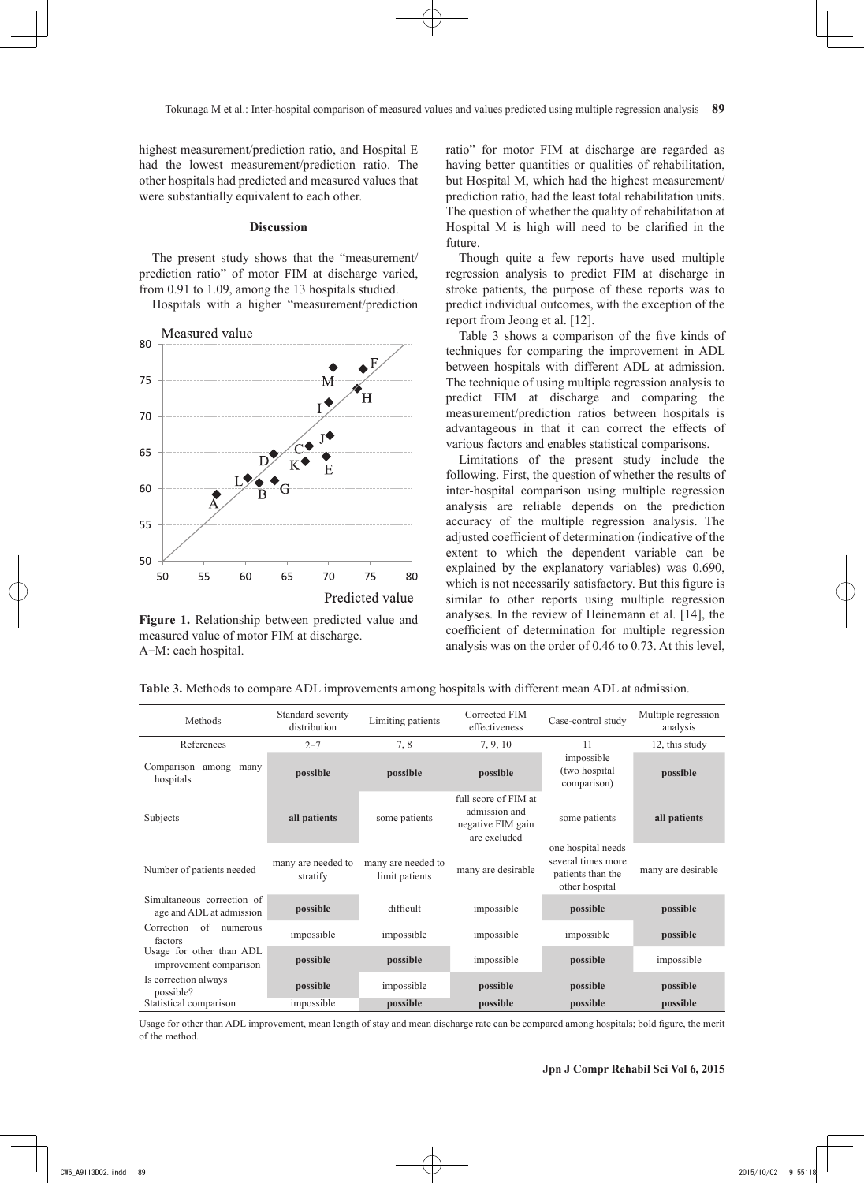highest measurement/prediction ratio, and Hospital E had the lowest measurement/prediction ratio. The other hospitals had predicted and measured values that were substantially equivalent to each other.

## Discussion

The present study shows that the "measurement/prediction ratio" of motor FIM at discharge varied, from 0.91 to 1.09, among the 13 hospitals studied.

Hospitals with a higher "measurement/prediction ratio" for motor FIM at discharge are regarded as having better quantities or qualities of rehabilitation, but Hospital M, which had the highest measurement/prediction ratio, had the least total rehabilitation units. The question of whether the quality of rehabilitation at Hospital M is high will need to be clarified in the future.

**Figure 1.** Relationship between predicted value and measured value of motor FIM at discharge.
A–M: each hospital.

Though quite a few reports have used multiple regression analysis to predict FIM at discharge in stroke patients, the purpose of these reports was to predict individual outcomes, with the exception of the report from Jeong et al. [12].

Table 3 shows a comparison of the five kinds of techniques for comparing the improvement in ADL between hospitals with different ADL at admission. The technique of using multiple regression analysis to predict FIM at discharge and comparing the measurement/prediction ratios between hospitals is advantageous in that it can correct the effects of various factors and enables statistical comparisons.

Limitations of the present study include the following. First, the question of whether the results of inter-hospital comparison using multiple regression analysis are reliable depends on the prediction accuracy of the multiple regression analysis. The adjusted coefficient of determination (indicative of the extent to which the dependent variable can be explained by the explanatory variables) was 0.690, which is not necessarily satisfactory. But this figure is similar to other reports using multiple regression analyses. In the review of Heinemann et al. [14], the coefficient of determination for multiple regression analysis was on the order of 0.46 to 0.73. At this level,

**Table 3.** Methods to compare ADL improvements among hospitals with different mean ADL at admission.

| Methods | Standard severity distribution | Limiting patients | Corrected FIM effectiveness | Case-control study | Multiple regression analysis |
|---|---|---|---|---|---|
| References | 2–7 | 7, 8 | 7, 9, 10 | 11 | 12, this study |
| Comparison among many hospitals | **possible** | **possible** | **possible** | impossible (two hospital comparison) | **possible** |
| Subjects | **all patients** | some patients | full score of FIM at admission and negative FIM gain are excluded | some patients | **all patients** |
| Number of patients needed | many are needed to stratify | many are needed to limit patients | many are desirable | one hospital needs several times more patients than the other hospital | many are desirable |
| Simultaneous correction of age and ADL at admission | **possible** | difficult | impossible | **possible** | **possible** |
| Correction of numerous factors | impossible | impossible | impossible | impossible | **possible** |
| Usage for other than ADL improvement comparison | **possible** | **possible** | impossible | **possible** | impossible |
| Is correction always possible? | **possible** | impossible | **possible** | **possible** | **possible** |
| Statistical comparison | impossible | **possible** | **possible** | **possible** | **possible** |

Usage for other than ADL improvement, mean length of stay and mean discharge rate can be compared among hospitals; bold figure, the merit of the method.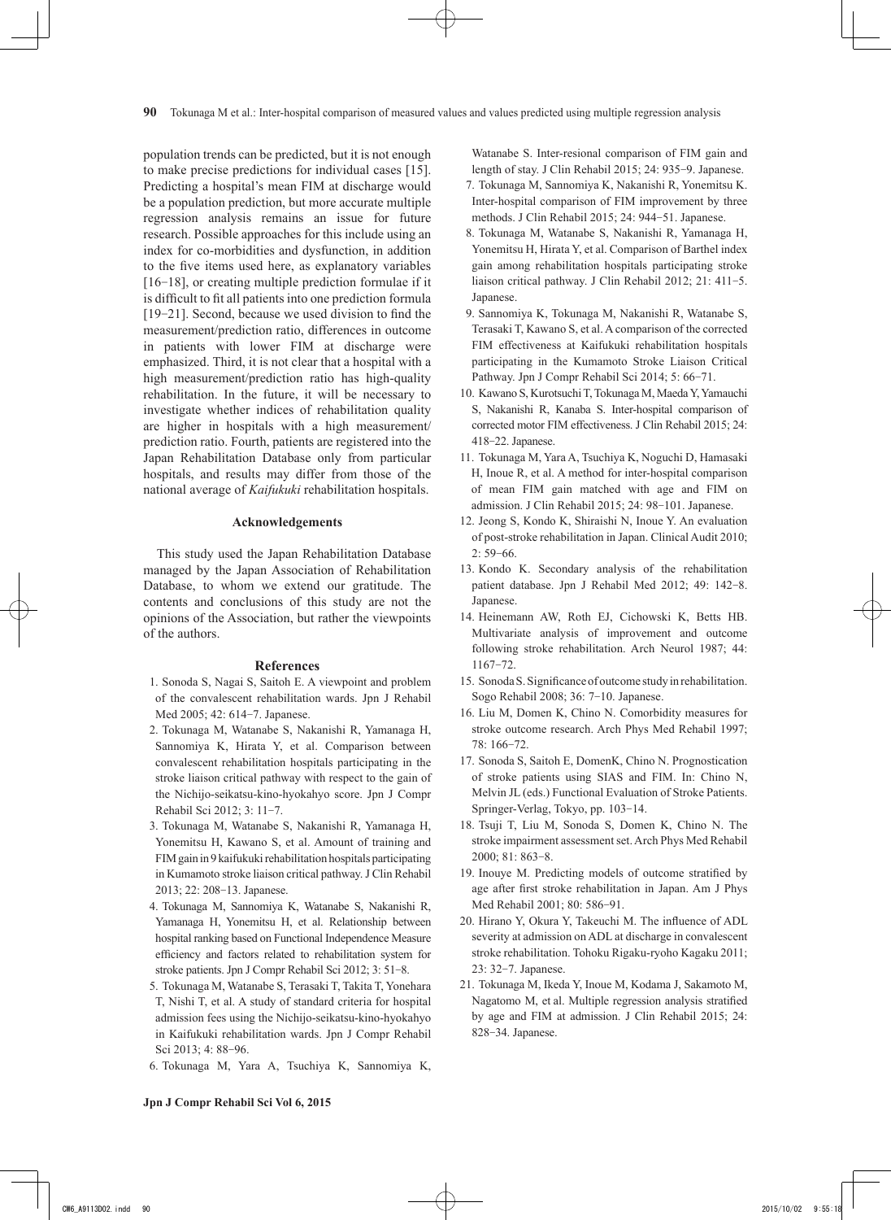population trends can be predicted, but it is not enough to make precise predictions for individual cases [15]. Predicting a hospital's mean FIM at discharge would be a population prediction, but more accurate multiple regression analysis remains an issue for future research. Possible approaches for this include using an index for co-morbidities and dysfunction, in addition to the five items used here, as explanatory variables [16−18], or creating multiple prediction formulae if it is difficult to fit all patients into one prediction formula [19−21]. Second, because we used division to find the measurement/prediction ratio, differences in outcome in patients with lower FIM at discharge were emphasized. Third, it is not clear that a hospital with a high measurement/prediction ratio has high-quality rehabilitation. In the future, it will be necessary to investigate whether indices of rehabilitation quality are higher in hospitals with a high measurement/prediction ratio. Fourth, patients are registered into the Japan Rehabilitation Database only from particular hospitals, and results may differ from those of the national average of *Kaifukuki* rehabilitation hospitals.

## Acknowledgements

This study used the Japan Rehabilitation Database managed by the Japan Association of Rehabilitation Database, to whom we extend our gratitude. The contents and conclusions of this study are not the opinions of the Association, but rather the viewpoints of the authors.

## References

1. Sonoda S, Nagai S, Saitoh E. A viewpoint and problem of the convalescent rehabilitation wards. Jpn J Rehabil Med 2005; 42: 614−7. Japanese.
2. Tokunaga M, Watanabe S, Nakanishi R, Yamanaga H, Sannomiya K, Hirata Y, et al. Comparison between convalescent rehabilitation hospitals participating in the stroke liaison critical pathway with respect to the gain of the Nichijo-seikatsu-kino-hyokahyo score. Jpn J Compr Rehabil Sci 2012; 3: 11−7.
3. Tokunaga M, Watanabe S, Nakanishi R, Yamanaga H, Yonemitsu H, Kawano S, et al. Amount of training and FIM gain in 9 kaifukuki rehabilitation hospitals participating in Kumamoto stroke liaison critical pathway. J Clin Rehabil 2013; 22: 208−13. Japanese.
4. Tokunaga M, Sannomiya K, Watanabe S, Nakanishi R, Yamanaga H, Yonemitsu H, et al. Relationship between hospital ranking based on Functional Independence Measure efficiency and factors related to rehabilitation system for stroke patients. Jpn J Compr Rehabil Sci 2012; 3: 51−8.
5. Tokunaga M, Watanabe S, Terasaki T, Takita T, Yonehara T, Nishi T, et al. A study of standard criteria for hospital admission fees using the Nichijo-seikatsu-kino-hyokahyo in Kaifukuki rehabilitation wards. Jpn J Compr Rehabil Sci 2013; 4: 88−96.
6. Tokunaga M, Yara A, Tsuchiya K, Sannomiya K, Watanabe S. Inter-resional comparison of FIM gain and length of stay. J Clin Rehabil 2015; 24: 935−9. Japanese.
7. Tokunaga M, Sannomiya K, Nakanishi R, Yonemitsu K. Inter-hospital comparison of FIM improvement by three methods. J Clin Rehabil 2015; 24: 944−51. Japanese.
8. Tokunaga M, Watanabe S, Nakanishi R, Yamanaga H, Yonemitsu H, Hirata Y, et al. Comparison of Barthel index gain among rehabilitation hospitals participating stroke liaison critical pathway. J Clin Rehabil 2012; 21: 411−5. Japanese.
9. Sannomiya K, Tokunaga M, Nakanishi R, Watanabe S, Terasaki T, Kawano S, et al. A comparison of the corrected FIM effectiveness at Kaifukuki rehabilitation hospitals participating in the Kumamoto Stroke Liaison Critical Pathway. Jpn J Compr Rehabil Sci 2014; 5: 66−71.
10. Kawano S, Kurotsuchi T, Tokunaga M, Maeda Y, Yamauchi S, Nakanishi R, Kanaba S. Inter-hospital comparison of corrected motor FIM effectiveness. J Clin Rehabil 2015; 24: 418−22. Japanese.
11. Tokunaga M, Yara A, Tsuchiya K, Noguchi D, Hamasaki H, Inoue R, et al. A method for inter-hospital comparison of mean FIM gain matched with age and FIM on admission. J Clin Rehabil 2015; 24: 98−101. Japanese.
12. Jeong S, Kondo K, Shiraishi N, Inoue Y. An evaluation of post-stroke rehabilitation in Japan. Clinical Audit 2010; 2: 59−66.
13. Kondo K. Secondary analysis of the rehabilitation patient database. Jpn J Rehabil Med 2012; 49: 142−8. Japanese.
14. Heinemann AW, Roth EJ, Cichowski K, Betts HB. Multivariate analysis of improvement and outcome following stroke rehabilitation. Arch Neurol 1987; 44: 1167−72.
15. Sonoda S. Significance of outcome study in rehabilitation. Sogo Rehabil 2008; 36: 7−10. Japanese.
16. Liu M, Domen K, Chino N. Comorbidity measures for stroke outcome research. Arch Phys Med Rehabil 1997; 78: 166−72.
17. Sonoda S, Saitoh E, DomenK, Chino N. Prognostication of stroke patients using SIAS and FIM. In: Chino N, Melvin JL (eds.) Functional Evaluation of Stroke Patients. Springer-Verlag, Tokyo, pp. 103−14.
18. Tsuji T, Liu M, Sonoda S, Domen K, Chino N. The stroke impairment assessment set. Arch Phys Med Rehabil 2000; 81: 863−8.
19. Inouye M. Predicting models of outcome stratified by age after first stroke rehabilitation in Japan. Am J Phys Med Rehabil 2001; 80: 586−91.
20. Hirano Y, Okura Y, Takeuchi M. The influence of ADL severity at admission on ADL at discharge in convalescent stroke rehabilitation. Tohoku Rigaku-ryoho Kagaku 2011; 23: 32−7. Japanese.
21. Tokunaga M, Ikeda Y, Inoue M, Kodama J, Sakamoto M, Nagatomo M, et al. Multiple regression analysis stratified by age and FIM at admission. J Clin Rehabil 2015; 24: 828−34. Japanese.